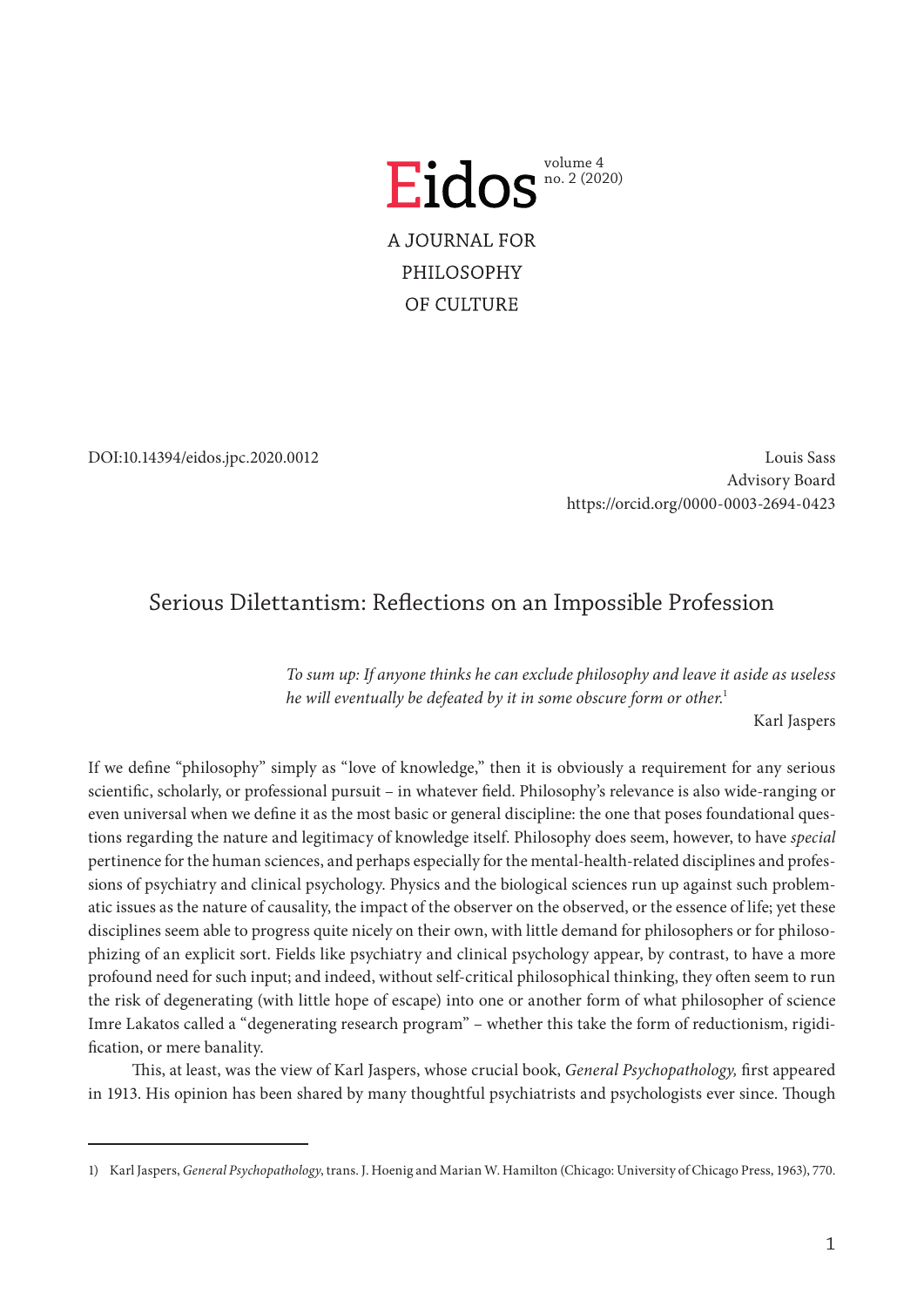Eidos volume 4 no. 2 (2020)

A JOURNAL FOR PHILOSOPHY OF CULTURE

DOI:10.14394/eidos.jpc.2020.0012

Louis Sass
Advisory Board
https://orcid.org/0000-0003-2694-0423

# Serious Dilettantism: Reflections on an Impossible Profession

> *To sum up: If anyone thinks he can exclude philosophy and leave it aside as useless he will eventually be defeated by it in some obscure form or other.*[1]
>
> Karl Jaspers

If we define "philosophy" simply as "love of knowledge," then it is obviously a requirement for any serious scientific, scholarly, or professional pursuit – in whatever field. Philosophy's relevance is also wide-ranging or even universal when we define it as the most basic or general discipline: the one that poses foundational questions regarding the nature and legitimacy of knowledge itself. Philosophy does seem, however, to have *special* pertinence for the human sciences, and perhaps especially for the mental-health-related disciplines and professions of psychiatry and clinical psychology. Physics and the biological sciences run up against such problematic issues as the nature of causality, the impact of the observer on the observed, or the essence of life; yet these disciplines seem able to progress quite nicely on their own, with little demand for philosophers or for philosophizing of an explicit sort. Fields like psychiatry and clinical psychology appear, by contrast, to have a more profound need for such input; and indeed, without self-critical philosophical thinking, they often seem to run the risk of degenerating (with little hope of escape) into one or another form of what philosopher of science Imre Lakatos called a "degenerating research program" – whether this take the form of reductionism, rigidification, or mere banality.

This, at least, was the view of Karl Jaspers, whose crucial book, *General Psychopathology,* first appeared in 1913. His opinion has been shared by many thoughtful psychiatrists and psychologists ever since. Though

---

1) Karl Jaspers, *General Psychopathology*, trans. J. Hoenig and Marian W. Hamilton (Chicago: University of Chicago Press, 1963), 770.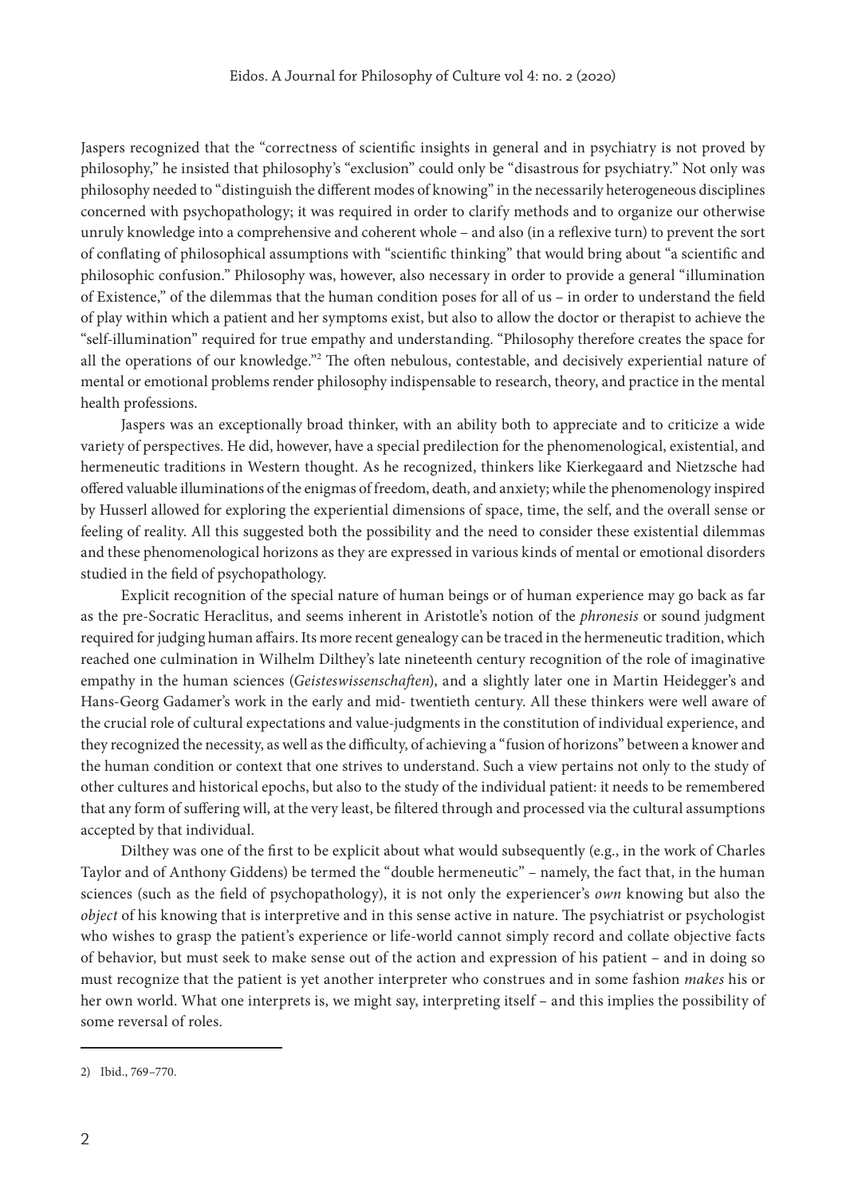Jaspers recognized that the "correctness of scientific insights in general and in psychiatry is not proved by philosophy," he insisted that philosophy's "exclusion" could only be "disastrous for psychiatry." Not only was philosophy needed to "distinguish the different modes of knowing" in the necessarily heterogeneous disciplines concerned with psychopathology; it was required in order to clarify methods and to organize our otherwise unruly knowledge into a comprehensive and coherent whole – and also (in a reflexive turn) to prevent the sort of conflating of philosophical assumptions with "scientific thinking" that would bring about "a scientific and philosophic confusion." Philosophy was, however, also necessary in order to provide a general "illumination of Existence," of the dilemmas that the human condition poses for all of us – in order to understand the field of play within which a patient and her symptoms exist, but also to allow the doctor or therapist to achieve the "self-illumination" required for true empathy and understanding. "Philosophy therefore creates the space for all the operations of our knowledge."[2] The often nebulous, contestable, and decisively experiential nature of mental or emotional problems render philosophy indispensable to research, theory, and practice in the mental health professions.

Jaspers was an exceptionally broad thinker, with an ability both to appreciate and to criticize a wide variety of perspectives. He did, however, have a special predilection for the phenomenological, existential, and hermeneutic traditions in Western thought. As he recognized, thinkers like Kierkegaard and Nietzsche had offered valuable illuminations of the enigmas of freedom, death, and anxiety; while the phenomenology inspired by Husserl allowed for exploring the experiential dimensions of space, time, the self, and the overall sense or feeling of reality. All this suggested both the possibility and the need to consider these existential dilemmas and these phenomenological horizons as they are expressed in various kinds of mental or emotional disorders studied in the field of psychopathology.

Explicit recognition of the special nature of human beings or of human experience may go back as far as the pre-Socratic Heraclitus, and seems inherent in Aristotle's notion of the *phronesis* or sound judgment required for judging human affairs. Its more recent genealogy can be traced in the hermeneutic tradition, which reached one culmination in Wilhelm Dilthey's late nineteenth century recognition of the role of imaginative empathy in the human sciences (*Geisteswissenschaften*), and a slightly later one in Martin Heidegger's and Hans-Georg Gadamer's work in the early and mid- twentieth century. All these thinkers were well aware of the crucial role of cultural expectations and value-judgments in the constitution of individual experience, and they recognized the necessity, as well as the difficulty, of achieving a "fusion of horizons" between a knower and the human condition or context that one strives to understand. Such a view pertains not only to the study of other cultures and historical epochs, but also to the study of the individual patient: it needs to be remembered that any form of suffering will, at the very least, be filtered through and processed via the cultural assumptions accepted by that individual.

Dilthey was one of the first to be explicit about what would subsequently (e.g., in the work of Charles Taylor and of Anthony Giddens) be termed the "double hermeneutic" – namely, the fact that, in the human sciences (such as the field of psychopathology), it is not only the experiencer's *own* knowing but also the *object* of his knowing that is interpretive and in this sense active in nature. The psychiatrist or psychologist who wishes to grasp the patient's experience or life-world cannot simply record and collate objective facts of behavior, but must seek to make sense out of the action and expression of his patient – and in doing so must recognize that the patient is yet another interpreter who construes and in some fashion *makes* his or her own world. What one interprets is, we might say, interpreting itself – and this implies the possibility of some reversal of roles.

---

2) Ibid., 769–770.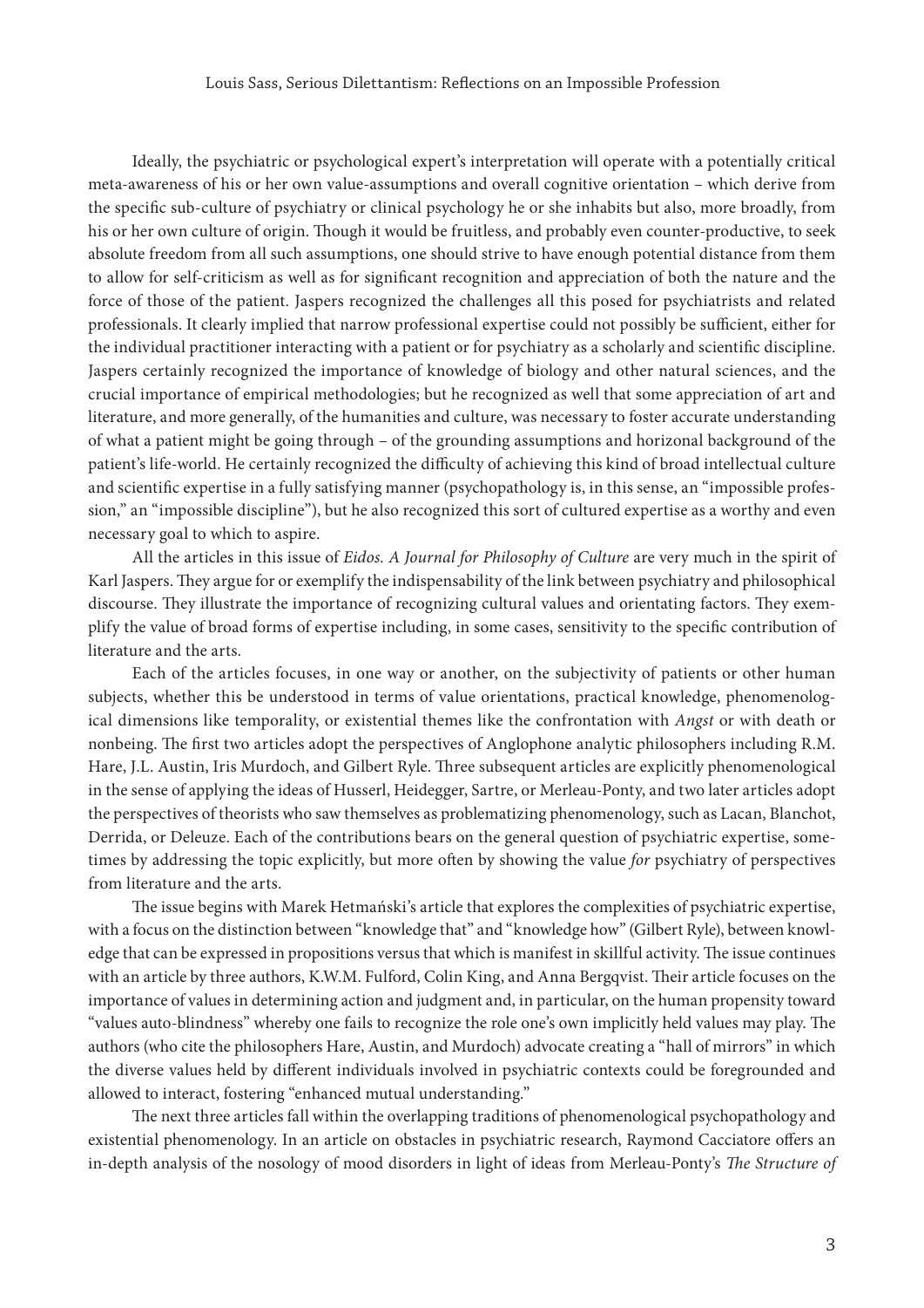Ideally, the psychiatric or psychological expert's interpretation will operate with a potentially critical meta-awareness of his or her own value-assumptions and overall cognitive orientation – which derive from the specific sub-culture of psychiatry or clinical psychology he or she inhabits but also, more broadly, from his or her own culture of origin. Though it would be fruitless, and probably even counter-productive, to seek absolute freedom from all such assumptions, one should strive to have enough potential distance from them to allow for self-criticism as well as for significant recognition and appreciation of both the nature and the force of those of the patient. Jaspers recognized the challenges all this posed for psychiatrists and related professionals. It clearly implied that narrow professional expertise could not possibly be sufficient, either for the individual practitioner interacting with a patient or for psychiatry as a scholarly and scientific discipline. Jaspers certainly recognized the importance of knowledge of biology and other natural sciences, and the crucial importance of empirical methodologies; but he recognized as well that some appreciation of art and literature, and more generally, of the humanities and culture, was necessary to foster accurate understanding of what a patient might be going through – of the grounding assumptions and horizonal background of the patient's life-world. He certainly recognized the difficulty of achieving this kind of broad intellectual culture and scientific expertise in a fully satisfying manner (psychopathology is, in this sense, an "impossible profession," an "impossible discipline"), but he also recognized this sort of cultured expertise as a worthy and even necessary goal to which to aspire.

All the articles in this issue of *Eidos. A Journal for Philosophy of Culture* are very much in the spirit of Karl Jaspers. They argue for or exemplify the indispensability of the link between psychiatry and philosophical discourse. They illustrate the importance of recognizing cultural values and orientating factors. They exemplify the value of broad forms of expertise including, in some cases, sensitivity to the specific contribution of literature and the arts.

Each of the articles focuses, in one way or another, on the subjectivity of patients or other human subjects, whether this be understood in terms of value orientations, practical knowledge, phenomenological dimensions like temporality, or existential themes like the confrontation with *Angst* or with death or nonbeing. The first two articles adopt the perspectives of Anglophone analytic philosophers including R.M. Hare, J.L. Austin, Iris Murdoch, and Gilbert Ryle. Three subsequent articles are explicitly phenomenological in the sense of applying the ideas of Husserl, Heidegger, Sartre, or Merleau-Ponty, and two later articles adopt the perspectives of theorists who saw themselves as problematizing phenomenology, such as Lacan, Blanchot, Derrida, or Deleuze. Each of the contributions bears on the general question of psychiatric expertise, sometimes by addressing the topic explicitly, but more often by showing the value *for* psychiatry of perspectives from literature and the arts.

The issue begins with Marek Hetmański's article that explores the complexities of psychiatric expertise, with a focus on the distinction between "knowledge that" and "knowledge how" (Gilbert Ryle), between knowledge that can be expressed in propositions versus that which is manifest in skillful activity. The issue continues with an article by three authors, K.W.M. Fulford, Colin King, and Anna Bergqvist. Their article focuses on the importance of values in determining action and judgment and, in particular, on the human propensity toward "values auto-blindness" whereby one fails to recognize the role one's own implicitly held values may play. The authors (who cite the philosophers Hare, Austin, and Murdoch) advocate creating a "hall of mirrors" in which the diverse values held by different individuals involved in psychiatric contexts could be foregrounded and allowed to interact, fostering "enhanced mutual understanding."

The next three articles fall within the overlapping traditions of phenomenological psychopathology and existential phenomenology. In an article on obstacles in psychiatric research, Raymond Cacciatore offers an in-depth analysis of the nosology of mood disorders in light of ideas from Merleau-Ponty's *The Structure of*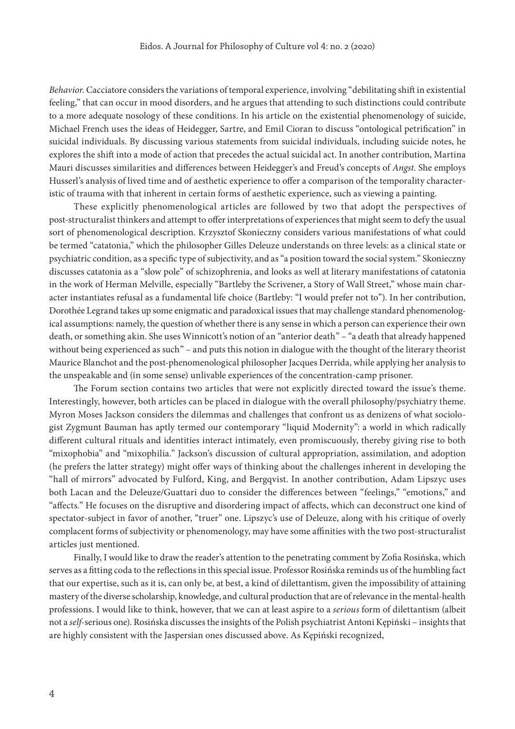*Behavior*. Cacciatore considers the variations of temporal experience, involving "debilitating shift in existential feeling," that can occur in mood disorders, and he argues that attending to such distinctions could contribute to a more adequate nosology of these conditions. In his article on the existential phenomenology of suicide, Michael French uses the ideas of Heidegger, Sartre, and Emil Cioran to discuss "ontological petrification" in suicidal individuals. By discussing various statements from suicidal individuals, including suicide notes, he explores the shift into a mode of action that precedes the actual suicidal act. In another contribution, Martina Mauri discusses similarities and differences between Heidegger's and Freud's concepts of *Angst*. She employs Husserl's analysis of lived time and of aesthetic experience to offer a comparison of the temporality characteristic of trauma with that inherent in certain forms of aesthetic experience, such as viewing a painting.

These explicitly phenomenological articles are followed by two that adopt the perspectives of post-structuralist thinkers and attempt to offer interpretations of experiences that might seem to defy the usual sort of phenomenological description. Krzysztof Skonieczny considers various manifestations of what could be termed "catatonia," which the philosopher Gilles Deleuze understands on three levels: as a clinical state or psychiatric condition, as a specific type of subjectivity, and as "a position toward the social system." Skonieczny discusses catatonia as a "slow pole" of schizophrenia, and looks as well at literary manifestations of catatonia in the work of Herman Melville, especially "Bartleby the Scrivener, a Story of Wall Street," whose main character instantiates refusal as a fundamental life choice (Bartleby: "I would prefer not to"). In her contribution, Dorothée Legrand takes up some enigmatic and paradoxical issues that may challenge standard phenomenological assumptions: namely, the question of whether there is any sense in which a person can experience their own death, or something akin. She uses Winnicott's notion of an "anterior death" – "a death that already happened without being experienced as such" – and puts this notion in dialogue with the thought of the literary theorist Maurice Blanchot and the post-phenomenological philosopher Jacques Derrida, while applying her analysis to the unspeakable and (in some sense) unlivable experiences of the concentration-camp prisoner.

The Forum section contains two articles that were not explicitly directed toward the issue's theme. Interestingly, however, both articles can be placed in dialogue with the overall philosophy/psychiatry theme. Myron Moses Jackson considers the dilemmas and challenges that confront us as denizens of what sociologist Zygmunt Bauman has aptly termed our contemporary "liquid Modernity": a world in which radically different cultural rituals and identities interact intimately, even promiscuously, thereby giving rise to both "mixophobia" and "mixophilia." Jackson's discussion of cultural appropriation, assimilation, and adoption (he prefers the latter strategy) might offer ways of thinking about the challenges inherent in developing the "hall of mirrors" advocated by Fulford, King, and Bergqvist. In another contribution, Adam Lipszyc uses both Lacan and the Deleuze/Guattari duo to consider the differences between "feelings," "emotions," and "affects." He focuses on the disruptive and disordering impact of affects, which can deconstruct one kind of spectator-subject in favor of another, "truer" one. Lipszyc's use of Deleuze, along with his critique of overly complacent forms of subjectivity or phenomenology, may have some affinities with the two post-structuralist articles just mentioned.

Finally, I would like to draw the reader's attention to the penetrating comment by Zofia Rosińska, which serves as a fitting coda to the reflections in this special issue. Professor Rosińska reminds us of the humbling fact that our expertise, such as it is, can only be, at best, a kind of dilettantism, given the impossibility of attaining mastery of the diverse scholarship, knowledge, and cultural production that are of relevance in the mental-health professions. I would like to think, however, that we can at least aspire to a *serious* form of dilettantism (albeit not a *self*-serious one). Rosińska discusses the insights of the Polish psychiatrist Antoni Kępiński – insights that are highly consistent with the Jaspersian ones discussed above. As Kępiński recognized,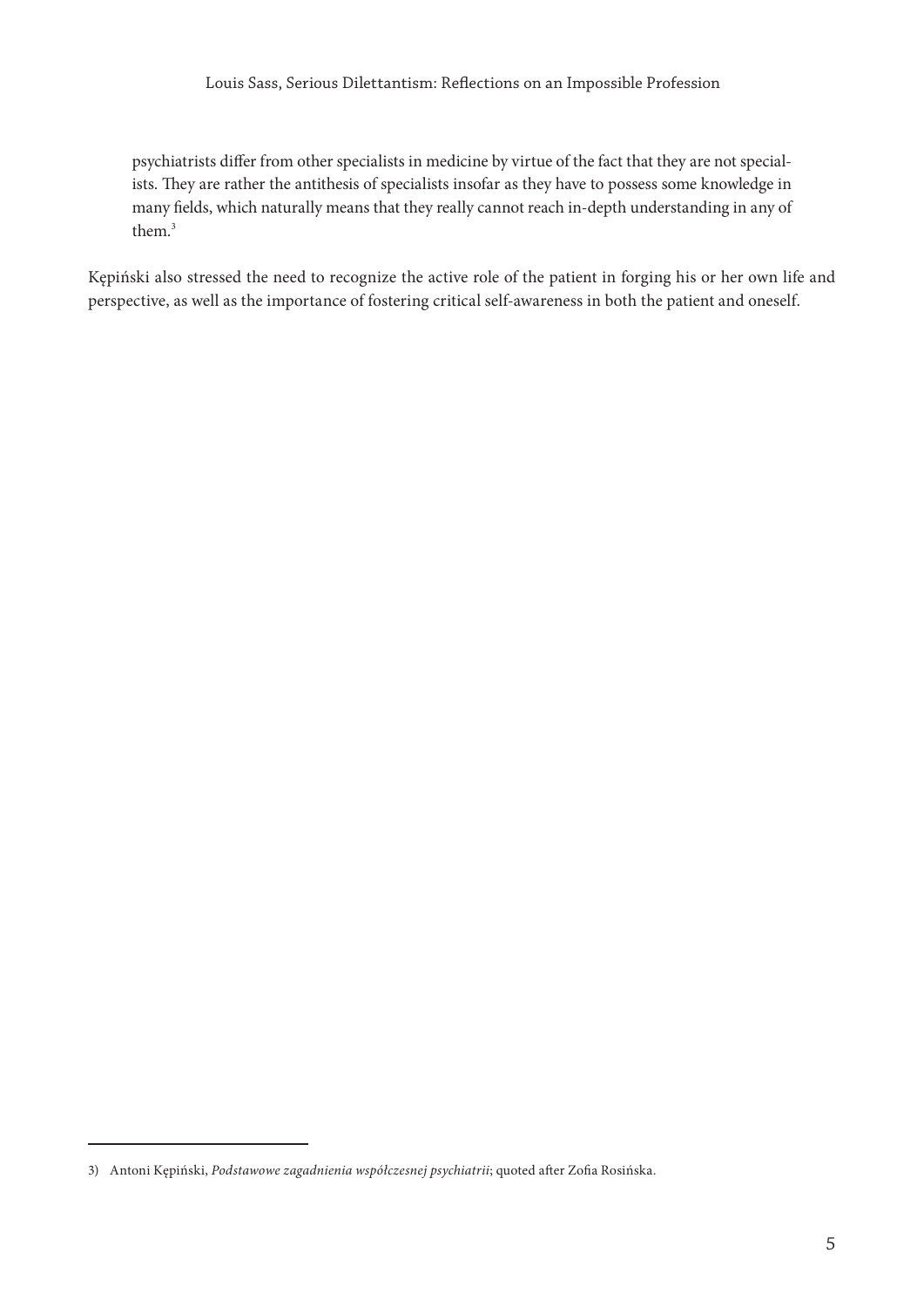> psychiatrists differ from other specialists in medicine by virtue of the fact that they are not specialists. They are rather the antithesis of specialists insofar as they have to possess some knowledge in many fields, which naturally means that they really cannot reach in-depth understanding in any of them.[3]

Kępiński also stressed the need to recognize the active role of the patient in forging his or her own life and perspective, as well as the importance of fostering critical self-awareness in both the patient and oneself.

---

3) Antoni Kępiński, *Podstawowe zagadnienia współczesnej psychiatrii*; quoted after Zofia Rosińska.